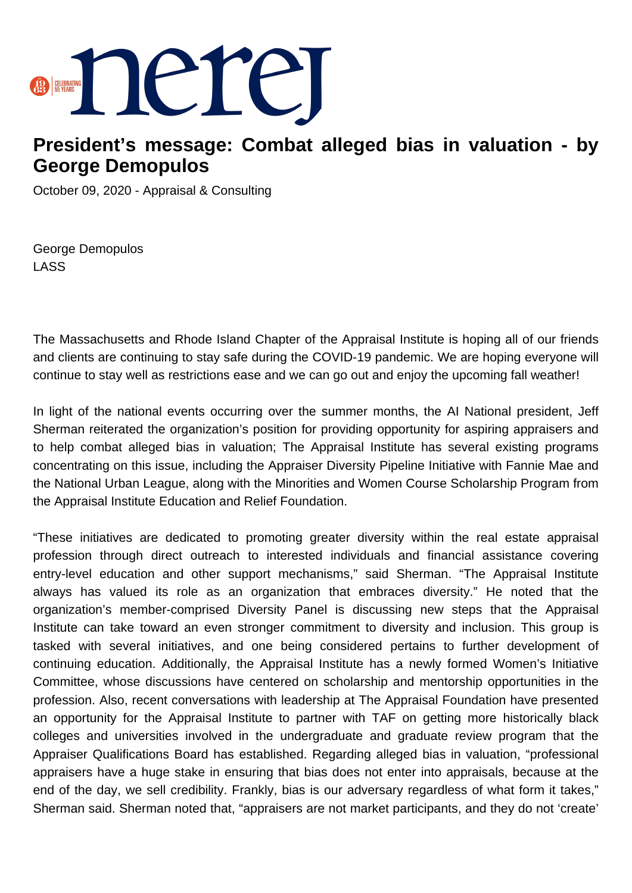# President's message: Combat alleged bias in valuation - by George Demopulos

October 09, 2020 - Appraisal & Consulting

George Demopulos
LASS

The Massachusetts and Rhode Island Chapter of the Appraisal Institute is hoping all of our friends and clients are continuing to stay safe during the COVID-19 pandemic. We are hoping everyone will continue to stay well as restrictions ease and we can go out and enjoy the upcoming fall weather!

In light of the national events occurring over the summer months, the AI National president, Jeff Sherman reiterated the organization's position for providing opportunity for aspiring appraisers and to help combat alleged bias in valuation; The Appraisal Institute has several existing programs concentrating on this issue, including the Appraiser Diversity Pipeline Initiative with Fannie Mae and the National Urban League, along with the Minorities and Women Course Scholarship Program from the Appraisal Institute Education and Relief Foundation.

"These initiatives are dedicated to promoting greater diversity within the real estate appraisal profession through direct outreach to interested individuals and financial assistance covering entry-level education and other support mechanisms," said Sherman. "The Appraisal Institute always has valued its role as an organization that embraces diversity." He noted that the organization's member-comprised Diversity Panel is discussing new steps that the Appraisal Institute can take toward an even stronger commitment to diversity and inclusion. This group is tasked with several initiatives, and one being considered pertains to further development of continuing education. Additionally, the Appraisal Institute has a newly formed Women's Initiative Committee, whose discussions have centered on scholarship and mentorship opportunities in the profession. Also, recent conversations with leadership at The Appraisal Foundation have presented an opportunity for the Appraisal Institute to partner with TAF on getting more historically black colleges and universities involved in the undergraduate and graduate review program that the Appraiser Qualifications Board has established. Regarding alleged bias in valuation, "professional appraisers have a huge stake in ensuring that bias does not enter into appraisals, because at the end of the day, we sell credibility. Frankly, bias is our adversary regardless of what form it takes," Sherman said. Sherman noted that, "appraisers are not market participants, and they do not 'create'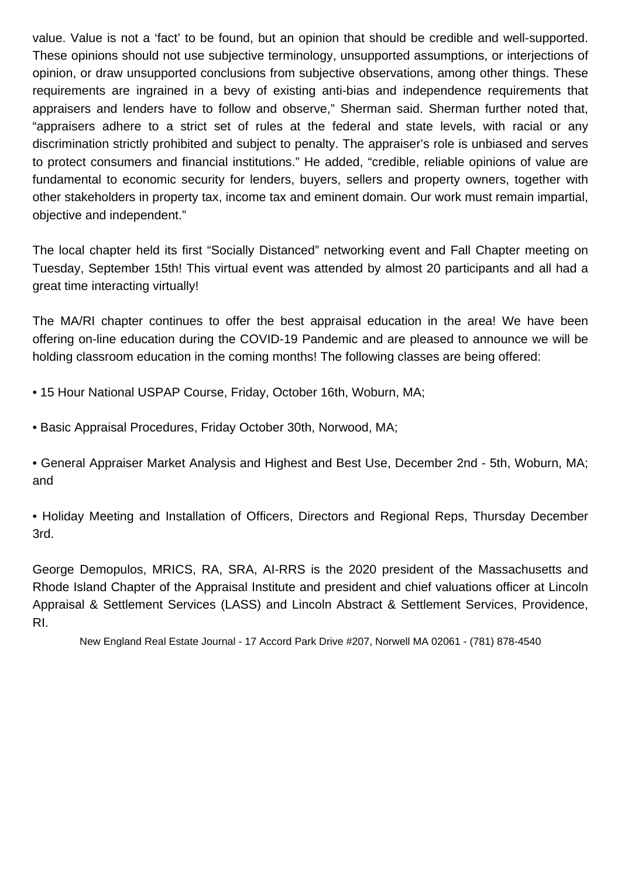value. Value is not a 'fact' to be found, but an opinion that should be credible and well-supported. These opinions should not use subjective terminology, unsupported assumptions, or interjections of opinion, or draw unsupported conclusions from subjective observations, among other things. These requirements are ingrained in a bevy of existing anti-bias and independence requirements that appraisers and lenders have to follow and observe," Sherman said. Sherman further noted that, "appraisers adhere to a strict set of rules at the federal and state levels, with racial or any discrimination strictly prohibited and subject to penalty. The appraiser's role is unbiased and serves to protect consumers and financial institutions." He added, "credible, reliable opinions of value are fundamental to economic security for lenders, buyers, sellers and property owners, together with other stakeholders in property tax, income tax and eminent domain. Our work must remain impartial, objective and independent."

The local chapter held its first "Socially Distanced" networking event and Fall Chapter meeting on Tuesday, September 15th! This virtual event was attended by almost 20 participants and all had a great time interacting virtually!

The MA/RI chapter continues to offer the best appraisal education in the area! We have been offering on-line education during the COVID-19 Pandemic and are pleased to announce we will be holding classroom education in the coming months! The following classes are being offered:

- 15 Hour National USPAP Course, Friday, October 16th, Woburn, MA;

- Basic Appraisal Procedures, Friday October 30th, Norwood, MA;

- General Appraiser Market Analysis and Highest and Best Use, December 2nd - 5th, Woburn, MA; and

- Holiday Meeting and Installation of Officers, Directors and Regional Reps, Thursday December 3rd.

George Demopulos, MRICS, RA, SRA, AI-RRS is the 2020 president of the Massachusetts and Rhode Island Chapter of the Appraisal Institute and president and chief valuations officer at Lincoln Appraisal & Settlement Services (LASS) and Lincoln Abstract & Settlement Services, Providence, RI.